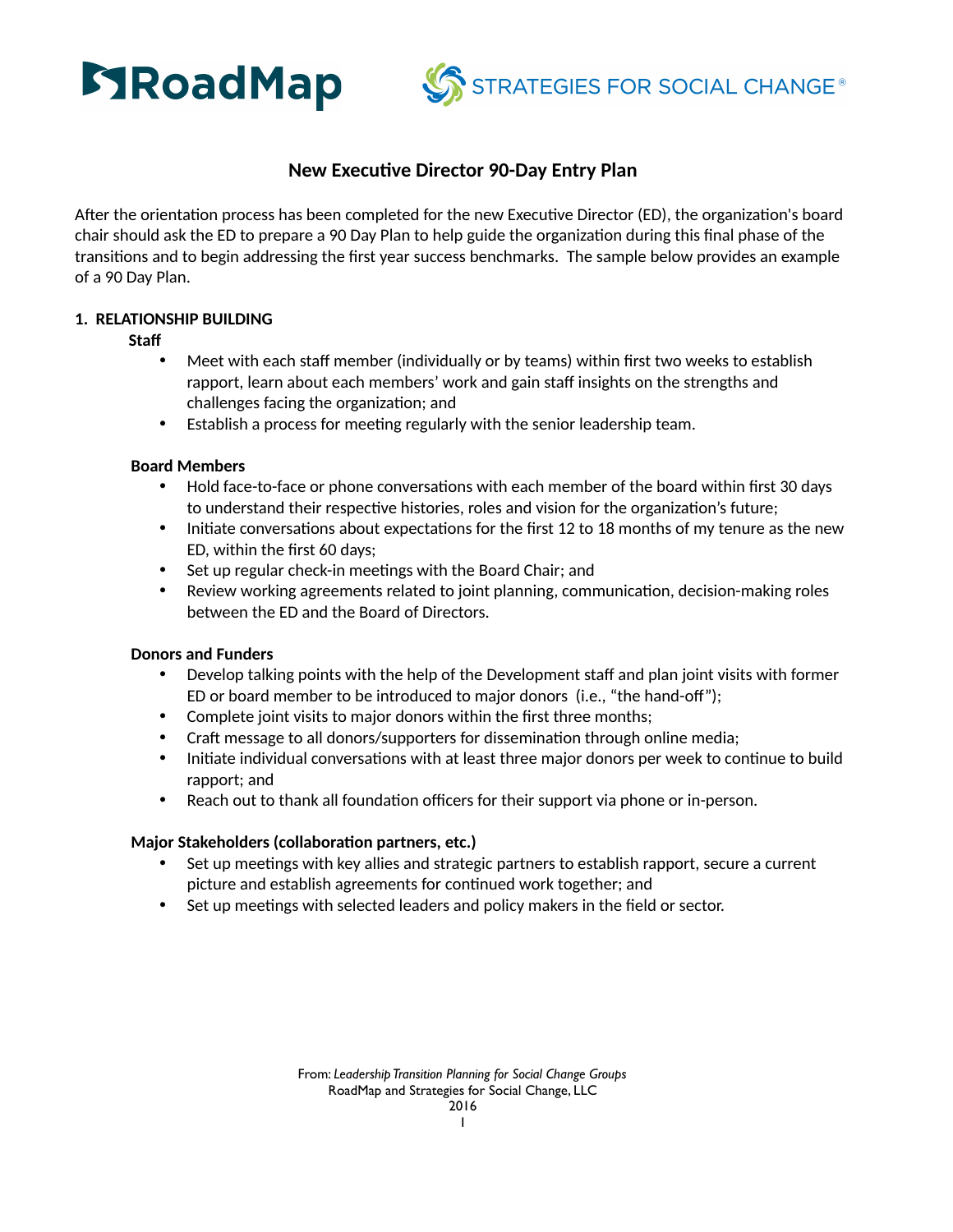RoadMap STRATEGIES FOR SOCIAL CHANGE®

# New Executive Director 90-Day Entry Plan

After the orientation process has been completed for the new Executive Director (ED), the organization's board chair should ask the ED to prepare a 90 Day Plan to help guide the organization during this final phase of the transitions and to begin addressing the first year success benchmarks. The sample below provides an example of a 90 Day Plan.

## 1. RELATIONSHIP BUILDING

### Staff

- Meet with each staff member (individually or by teams) within first two weeks to establish rapport, learn about each members' work and gain staff insights on the strengths and challenges facing the organization; and
- Establish a process for meeting regularly with the senior leadership team.

### Board Members

- Hold face-to-face or phone conversations with each member of the board within first 30 days to understand their respective histories, roles and vision for the organization's future;
- Initiate conversations about expectations for the first 12 to 18 months of my tenure as the new ED, within the first 60 days;
- Set up regular check-in meetings with the Board Chair; and
- Review working agreements related to joint planning, communication, decision-making roles between the ED and the Board of Directors.

### Donors and Funders

- Develop talking points with the help of the Development staff and plan joint visits with former ED or board member to be introduced to major donors (i.e., "the hand-off");
- Complete joint visits to major donors within the first three months;
- Craft message to all donors/supporters for dissemination through online media;
- Initiate individual conversations with at least three major donors per week to continue to build rapport; and
- Reach out to thank all foundation officers for their support via phone or in-person.

### Major Stakeholders (collaboration partners, etc.)

- Set up meetings with key allies and strategic partners to establish rapport, secure a current picture and establish agreements for continued work together; and
- Set up meetings with selected leaders and policy makers in the field or sector.

From: *Leadership Transition Planning for Social Change Groups*
RoadMap and Strategies for Social Change, LLC
2016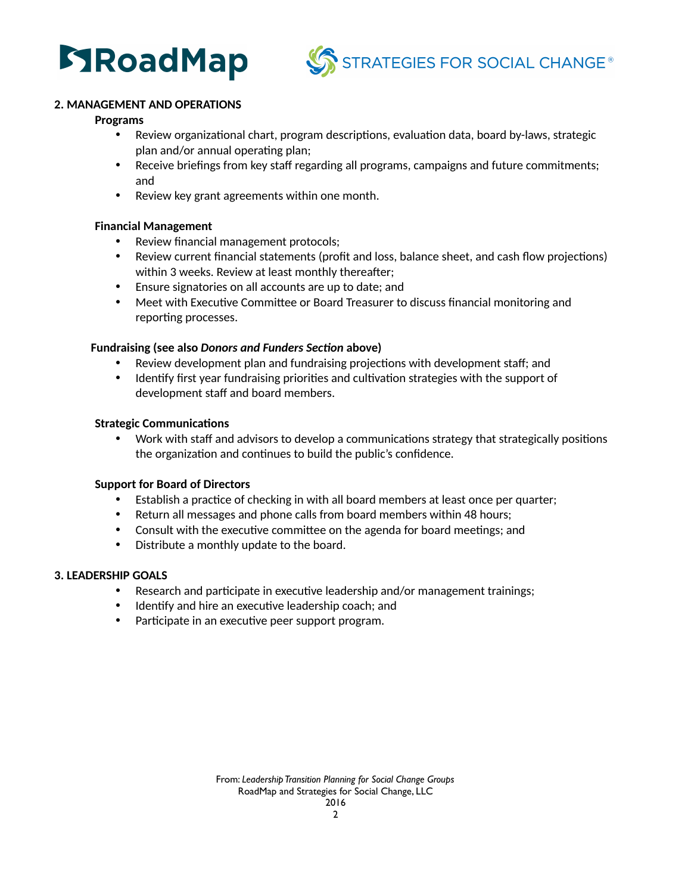## 2. MANAGEMENT AND OPERATIONS

### Programs

- Review organizational chart, program descriptions, evaluation data, board by-laws, strategic plan and/or annual operating plan;
- Receive briefings from key staff regarding all programs, campaigns and future commitments; and
- Review key grant agreements within one month.

### Financial Management

- Review financial management protocols;
- Review current financial statements (profit and loss, balance sheet, and cash flow projections) within 3 weeks. Review at least monthly thereafter;
- Ensure signatories on all accounts are up to date; and
- Meet with Executive Committee or Board Treasurer to discuss financial monitoring and reporting processes.

### Fundraising (see also *Donors and Funders Section* above)

- Review development plan and fundraising projections with development staff; and
- Identify first year fundraising priorities and cultivation strategies with the support of development staff and board members.

### Strategic Communications

- Work with staff and advisors to develop a communications strategy that strategically positions the organization and continues to build the public's confidence.

### Support for Board of Directors

- Establish a practice of checking in with all board members at least once per quarter;
- Return all messages and phone calls from board members within 48 hours;
- Consult with the executive committee on the agenda for board meetings; and
- Distribute a monthly update to the board.

## 3. LEADERSHIP GOALS

- Research and participate in executive leadership and/or management trainings;
- Identify and hire an executive leadership coach; and
- Participate in an executive peer support program.

From: *Leadership Transition Planning for Social Change Groups*
RoadMap and Strategies for Social Change, LLC
2016